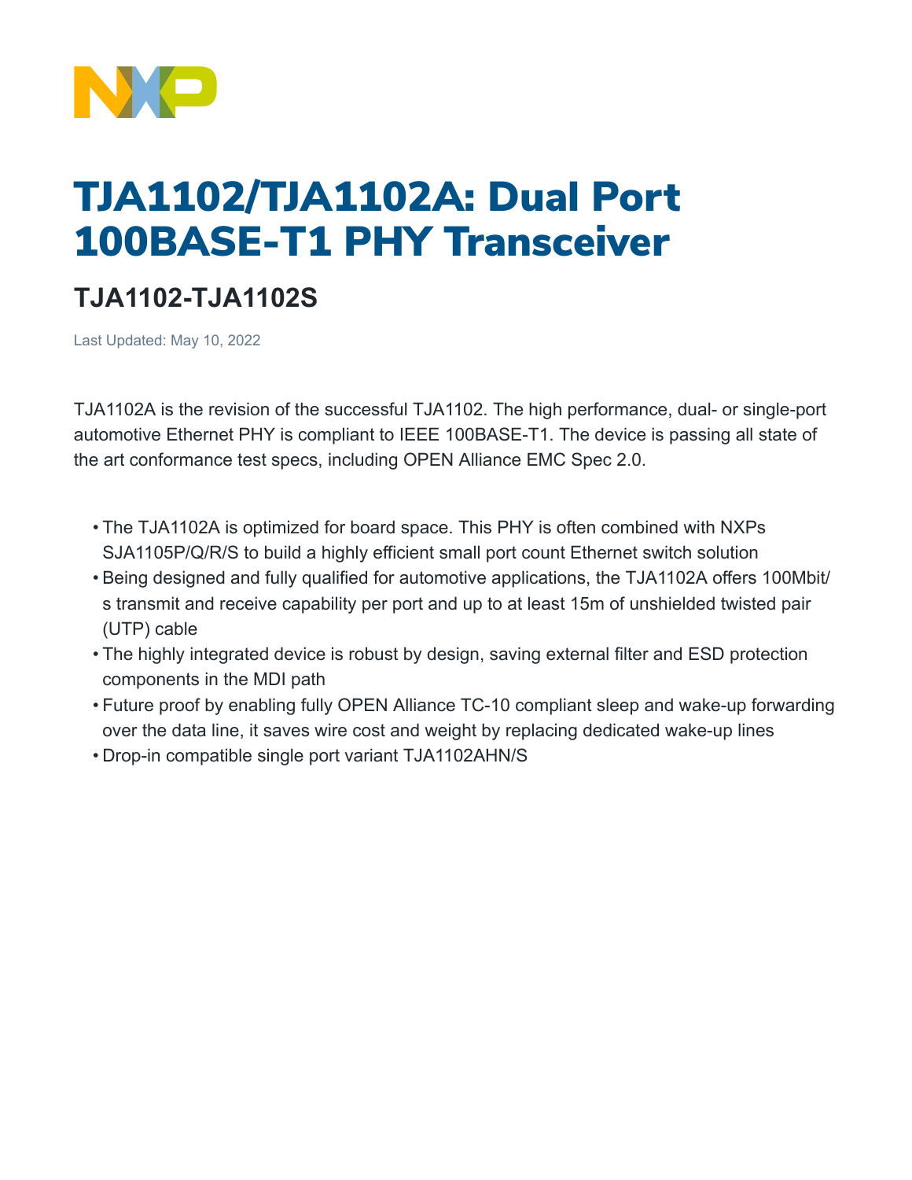# TJA1102/TJA1102A: Dual Port 100BASE-T1 PHY Transceiver

## TJA1102-TJA1102S

Last Updated: May 10, 2022

TJA1102A is the revision of the successful TJA1102. The high performance, dual- or single-port automotive Ethernet PHY is compliant to IEEE 100BASE-T1. The device is passing all state of the art conformance test specs, including OPEN Alliance EMC Spec 2.0.

- The TJA1102A is optimized for board space. This PHY is often combined with NXPs SJA1105P/Q/R/S to build a highly efficient small port count Ethernet switch solution
- Being designed and fully qualified for automotive applications, the TJA1102A offers 100Mbit/s transmit and receive capability per port and up to at least 15m of unshielded twisted pair (UTP) cable
- The highly integrated device is robust by design, saving external filter and ESD protection components in the MDI path
- Future proof by enabling fully OPEN Alliance TC-10 compliant sleep and wake-up forwarding over the data line, it saves wire cost and weight by replacing dedicated wake-up lines
- Drop-in compatible single port variant TJA1102AHN/S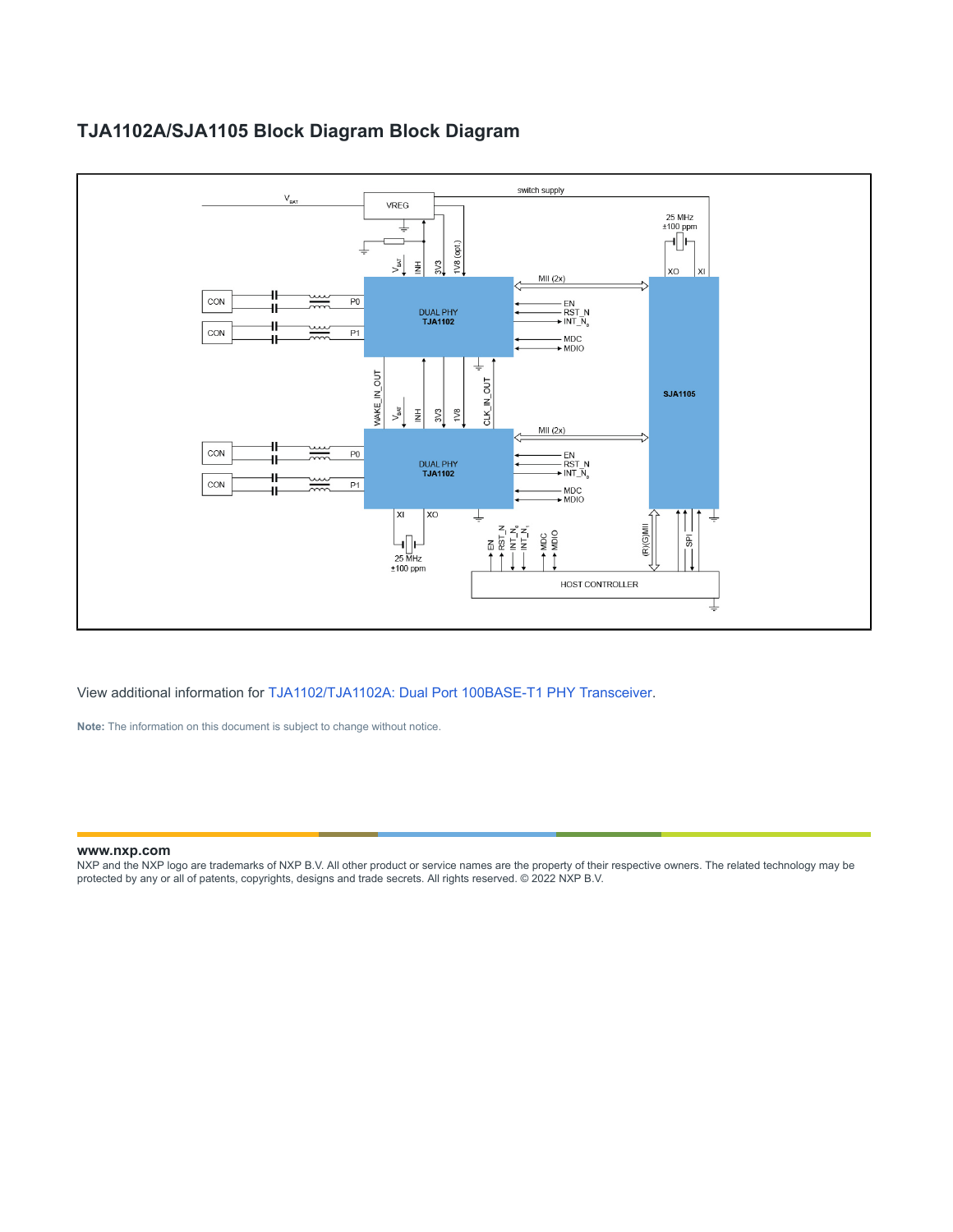## TJA1102A/SJA1105 Block Diagram Block Diagram

switch supply

$V_{BAT}$

VREG

25 MHz
±100 ppm

XO XI

$V_{BAT}$ INH 3V3 1V8 (opt.)

MII (2x)

CON CON P0 P1

DUAL PHY
TJA1102

EN
RST_N
$INT\_N_0$
MDC
MDIO

SJA1105

WAKE_IN_OUT $V_{BAT}$ INH 3V3 1V8 CLK_IN_OUT

MII (2x)

CON CON P0 P1

DUAL PHY
TJA1102

EN
RST_N
$INT\_N_1$
MDC
MDIO

XI XO

25 MHz
±100 ppm

EN RST_N $INT\_N_0$ $INT\_N_1$ MDC MDIO

(R)(G)MII SPI

HOST CONTROLLER

View additional information for TJA1102/TJA1102A: Dual Port 100BASE-T1 PHY Transceiver.

**Note:** The information on this document is subject to change without notice.

**www.nxp.com**

NXP and the NXP logo are trademarks of NXP B.V. All other product or service names are the property of their respective owners. The related technology may be protected by any or all of patents, copyrights, designs and trade secrets. All rights reserved. © 2022 NXP B.V.